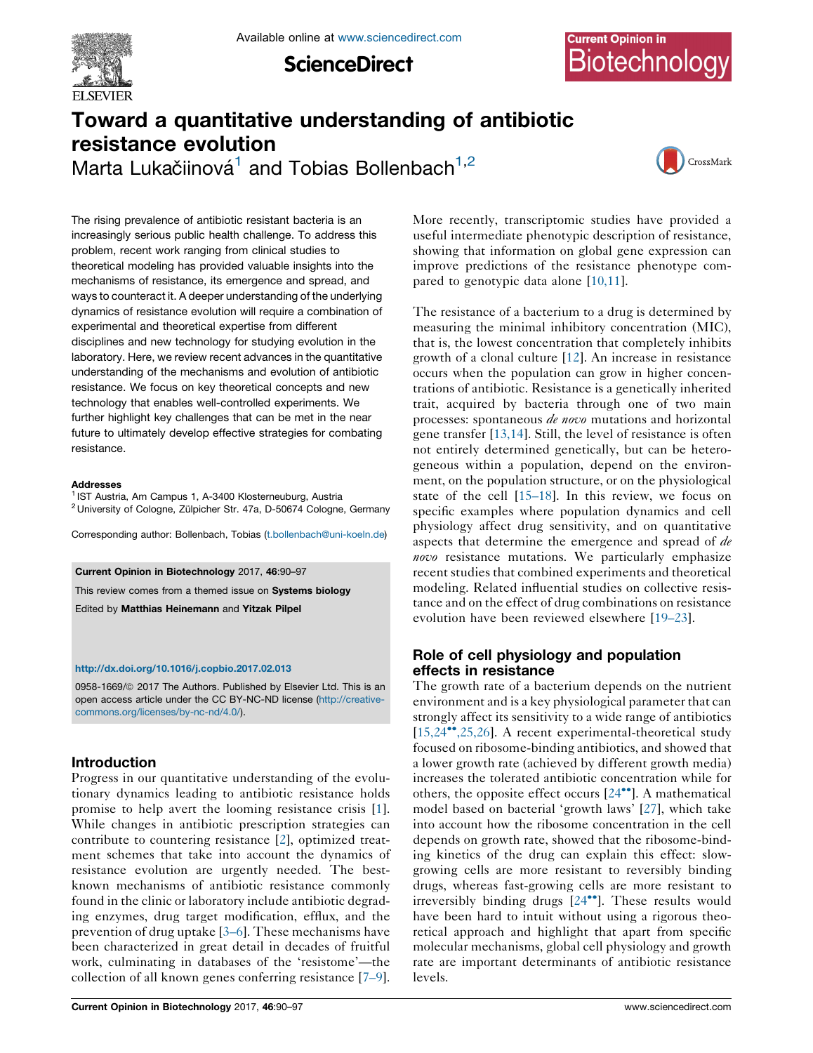# Toward a quantitative understanding of antibiotic resistance evolution

Marta Lukačiinová[1] and Tobias Bollenbach[1,2]

The rising prevalence of antibiotic resistant bacteria is an increasingly serious public health challenge. To address this problem, recent work ranging from clinical studies to theoretical modeling has provided valuable insights into the mechanisms of resistance, its emergence and spread, and ways to counteract it. A deeper understanding of the underlying dynamics of resistance evolution will require a combination of experimental and theoretical expertise from different disciplines and new technology for studying evolution in the laboratory. Here, we review recent advances in the quantitative understanding of the mechanisms and evolution of antibiotic resistance. We focus on key theoretical concepts and new technology that enables well-controlled experiments. We further highlight key challenges that can be met in the near future to ultimately develop effective strategies for combating resistance.

**Addresses**

[1] IST Austria, Am Campus 1, A-3400 Klosterneuburg, Austria

[2] University of Cologne, Zülpicher Str. 47a, D-50674 Cologne, Germany

Corresponding author: Bollenbach, Tobias (t.bollenbach@uni-koeln.de)

**Current Opinion in Biotechnology** 2017, **46**:90–97

This review comes from a themed issue on **Systems biology**

Edited by **Matthias Heinemann** and **Yitzak Pilpel**

http://dx.doi.org/10.1016/j.copbio.2017.02.013

0958-1669/© 2017 The Authors. Published by Elsevier Ltd. This is an open access article under the CC BY-NC-ND license (http://creativecommons.org/licenses/by-nc-nd/4.0/).

## Introduction

Progress in our quantitative understanding of the evolutionary dynamics leading to antibiotic resistance holds promise to help avert the looming resistance crisis [1]. While changes in antibiotic prescription strategies can contribute to countering resistance [2], optimized treatment schemes that take into account the dynamics of resistance evolution are urgently needed. The best-known mechanisms of antibiotic resistance commonly found in the clinic or laboratory include antibiotic degrading enzymes, drug target modification, efflux, and the prevention of drug uptake [3–6]. These mechanisms have been characterized in great detail in decades of fruitful work, culminating in databases of the 'resistome'—the collection of all known genes conferring resistance [7–9]. More recently, transcriptomic studies have provided a useful intermediate phenotypic description of resistance, showing that information on global gene expression can improve predictions of the resistance phenotype compared to genotypic data alone [10,11].

The resistance of a bacterium to a drug is determined by measuring the minimal inhibitory concentration (MIC), that is, the lowest concentration that completely inhibits growth of a clonal culture [12]. An increase in resistance occurs when the population can grow in higher concentrations of antibiotic. Resistance is a genetically inherited trait, acquired by bacteria through one of two main processes: spontaneous *de novo* mutations and horizontal gene transfer [13,14]. Still, the level of resistance is often not entirely determined genetically, but can be heterogeneous within a population, depend on the environment, on the population structure, or on the physiological state of the cell [15–18]. In this review, we focus on specific examples where population dynamics and cell physiology affect drug sensitivity, and on quantitative aspects that determine the emergence and spread of *de novo* resistance mutations. We particularly emphasize recent studies that combined experiments and theoretical modeling. Related influential studies on collective resistance and on the effect of drug combinations on resistance evolution have been reviewed elsewhere [19–23].

## Role of cell physiology and population effects in resistance

The growth rate of a bacterium depends on the nutrient environment and is a key physiological parameter that can strongly affect its sensitivity to a wide range of antibiotics [15,24••,25,26]. A recent experimental-theoretical study focused on ribosome-binding antibiotics, and showed that a lower growth rate (achieved by different growth media) increases the tolerated antibiotic concentration while for others, the opposite effect occurs [24••]. A mathematical model based on bacterial 'growth laws' [27], which take into account how the ribosome concentration in the cell depends on growth rate, showed that the ribosome-binding kinetics of the drug can explain this effect: slow-growing cells are more resistant to reversibly binding drugs, whereas fast-growing cells are more resistant to irreversibly binding drugs [24••]. These results would have been hard to intuit without using a rigorous theoretical approach and highlight that apart from specific molecular mechanisms, global cell physiology and growth rate are important determinants of antibiotic resistance levels.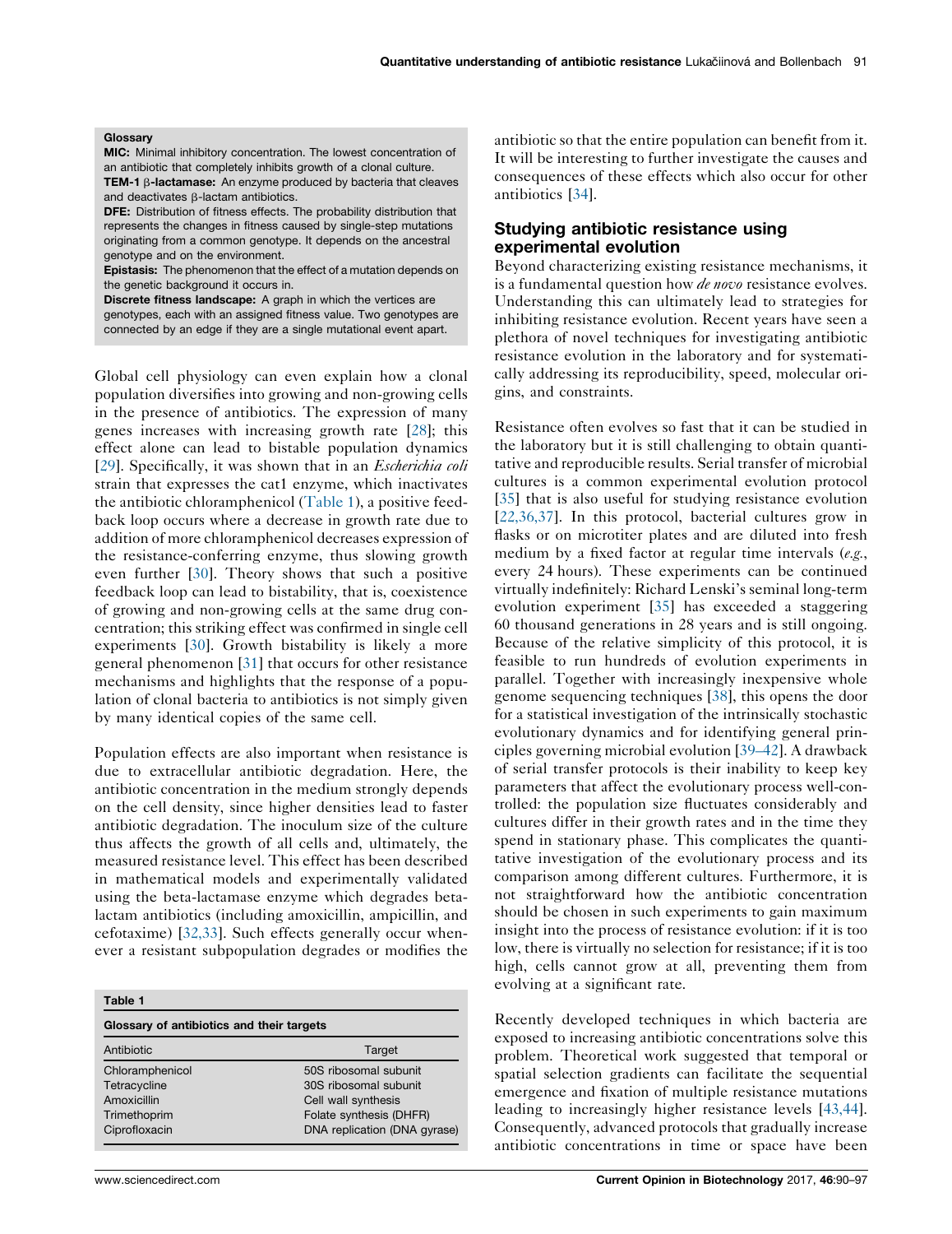**Glossary**

**MIC:** Minimal inhibitory concentration. The lowest concentration of an antibiotic that completely inhibits growth of a clonal culture.

**TEM-1 β-lactamase:** An enzyme produced by bacteria that cleaves and deactivates β-lactam antibiotics.

**DFE:** Distribution of fitness effects. The probability distribution that represents the changes in fitness caused by single-step mutations originating from a common genotype. It depends on the ancestral genotype and on the environment.

**Epistasis:** The phenomenon that the effect of a mutation depends on the genetic background it occurs in.

**Discrete fitness landscape:** A graph in which the vertices are genotypes, each with an assigned fitness value. Two genotypes are connected by an edge if they are a single mutational event apart.

Global cell physiology can even explain how a clonal population diversifies into growing and non-growing cells in the presence of antibiotics. The expression of many genes increases with increasing growth rate [28]; this effect alone can lead to bistable population dynamics [29]. Specifically, it was shown that in an *Escherichia coli* strain that expresses the cat1 enzyme, which inactivates the antibiotic chloramphenicol (Table 1), a positive feedback loop occurs where a decrease in growth rate due to addition of more chloramphenicol decreases expression of the resistance-conferring enzyme, thus slowing growth even further [30]. Theory shows that such a positive feedback loop can lead to bistability, that is, coexistence of growing and non-growing cells at the same drug concentration; this striking effect was confirmed in single cell experiments [30]. Growth bistability is likely a more general phenomenon [31] that occurs for other resistance mechanisms and highlights that the response of a population of clonal bacteria to antibiotics is not simply given by many identical copies of the same cell.

Population effects are also important when resistance is due to extracellular antibiotic degradation. Here, the antibiotic concentration in the medium strongly depends on the cell density, since higher densities lead to faster antibiotic degradation. The inoculum size of the culture thus affects the growth of all cells and, ultimately, the measured resistance level. This effect has been described in mathematical models and experimentally validated using the beta-lactamase enzyme which degrades beta-lactam antibiotics (including amoxicillin, ampicillin, and cefotaxime) [32,33]. Such effects generally occur whenever a resistant subpopulation degrades or modifies the antibiotic so that the entire population can benefit from it. It will be interesting to further investigate the causes and consequences of these effects which also occur for other antibiotics [34].

**Table 1**

**Glossary of antibiotics and their targets**

| Antibiotic | Target |
|---|---|
| Chloramphenicol | 50S ribosomal subunit |
| Tetracycline | 30S ribosomal subunit |
| Amoxicillin | Cell wall synthesis |
| Trimethoprim | Folate synthesis (DHFR) |
| Ciprofloxacin | DNA replication (DNA gyrase) |

## Studying antibiotic resistance using experimental evolution

Beyond characterizing existing resistance mechanisms, it is a fundamental question how *de novo* resistance evolves. Understanding this can ultimately lead to strategies for inhibiting resistance evolution. Recent years have seen a plethora of novel techniques for investigating antibiotic resistance evolution in the laboratory and for systematically addressing its reproducibility, speed, molecular origins, and constraints.

Resistance often evolves so fast that it can be studied in the laboratory but it is still challenging to obtain quantitative and reproducible results. Serial transfer of microbial cultures is a common experimental evolution protocol [35] that is also useful for studying resistance evolution [22,36,37]. In this protocol, bacterial cultures grow in flasks or on microtiter plates and are diluted into fresh medium by a fixed factor at regular time intervals (*e.g.*, every 24 hours). These experiments can be continued virtually indefinitely: Richard Lenski's seminal long-term evolution experiment [35] has exceeded a staggering 60 thousand generations in 28 years and is still ongoing. Because of the relative simplicity of this protocol, it is feasible to run hundreds of evolution experiments in parallel. Together with increasingly inexpensive whole genome sequencing techniques [38], this opens the door for a statistical investigation of the intrinsically stochastic evolutionary dynamics and for identifying general principles governing microbial evolution [39–42]. A drawback of serial transfer protocols is their inability to keep key parameters that affect the evolutionary process well-controlled: the population size fluctuates considerably and cultures differ in their growth rates and in the time they spend in stationary phase. This complicates the quantitative investigation of the evolutionary process and its comparison among different cultures. Furthermore, it is not straightforward how the antibiotic concentration should be chosen in such experiments to gain maximum insight into the process of resistance evolution: if it is too low, there is virtually no selection for resistance; if it is too high, cells cannot grow at all, preventing them from evolving at a significant rate.

Recently developed techniques in which bacteria are exposed to increasing antibiotic concentrations solve this problem. Theoretical work suggested that temporal or spatial selection gradients can facilitate the sequential emergence and fixation of multiple resistance mutations leading to increasingly higher resistance levels [43,44]. Consequently, advanced protocols that gradually increase antibiotic concentrations in time or space have been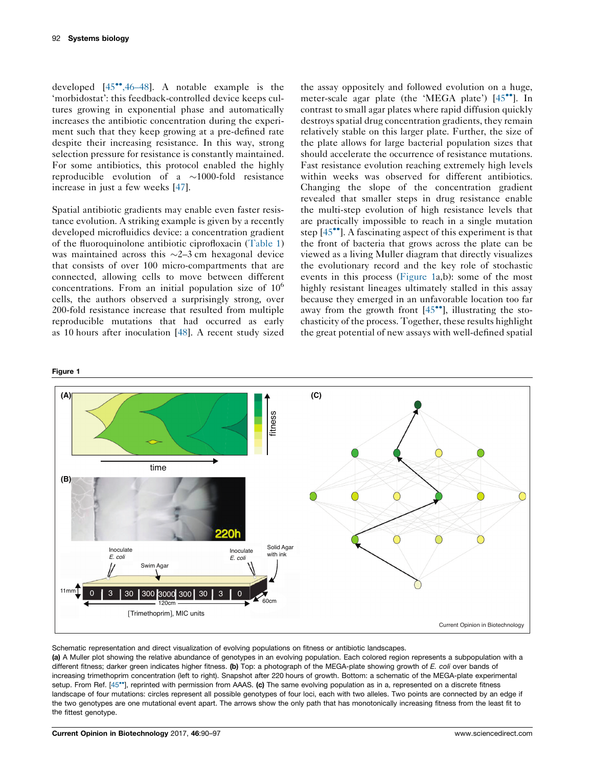developed [45••,46–48]. A notable example is the 'morbidostat': this feedback-controlled device keeps cultures growing in exponential phase and automatically increases the antibiotic concentration during the experiment such that they keep growing at a pre-defined rate despite their increasing resistance. In this way, strong selection pressure for resistance is constantly maintained. For some antibiotics, this protocol enabled the highly reproducible evolution of a ~1000-fold resistance increase in just a few weeks [47].

Spatial antibiotic gradients may enable even faster resistance evolution. A striking example is given by a recently developed microfluidics device: a concentration gradient of the fluoroquinolone antibiotic ciprofloxacin (Table 1) was maintained across this ~2–3 cm hexagonal device that consists of over 100 micro-compartments that are connected, allowing cells to move between different concentrations. From an initial population size of $10^6$ cells, the authors observed a surprisingly strong, over 200-fold resistance increase that resulted from multiple reproducible mutations that had occurred as early as 10 hours after inoculation [48]. A recent study sized the assay oppositely and followed evolution on a huge, meter-scale agar plate (the 'MEGA plate') [45••]. In contrast to small agar plates where rapid diffusion quickly destroys spatial drug concentration gradients, they remain relatively stable on this larger plate. Further, the size of the plate allows for large bacterial population sizes that should accelerate the occurrence of resistance mutations. Fast resistance evolution reaching extremely high levels within weeks was observed for different antibiotics. Changing the slope of the concentration gradient revealed that smaller steps in drug resistance enable the multi-step evolution of high resistance levels that are practically impossible to reach in a single mutation step [45••]. A fascinating aspect of this experiment is that the front of bacteria that grows across the plate can be viewed as a living Muller diagram that directly visualizes the evolutionary record and the key role of stochastic events in this process (Figure 1a,b): some of the most highly resistant lineages ultimately stalled in this assay because they emerged in an unfavorable location too far away from the growth front [45••], illustrating the stochasticity of the process. Together, these results highlight the great potential of new assays with well-defined spatial

**Figure 1**

Schematic representation and direct visualization of evolving populations on fitness or antibiotic landscapes.
**(a)** A Muller plot showing the relative abundance of genotypes in an evolving population. Each colored region represents a subpopulation with a different fitness; darker green indicates higher fitness. **(b)** Top: a photograph of the MEGA-plate showing growth of *E. coli* over bands of increasing trimethoprim concentration (left to right). Snapshot after 220 hours of growth. Bottom: a schematic of the MEGA-plate experimental setup. From Ref. [45••], reprinted with permission from AAAS. **(c)** The same evolving population as in a, represented on a discrete fitness landscape of four mutations: circles represent all possible genotypes of four loci, each with two alleles. Two points are connected by an edge if the two genotypes are one mutational event apart. The arrows show the only path that has monotonically increasing fitness from the least fit to the fittest genotype.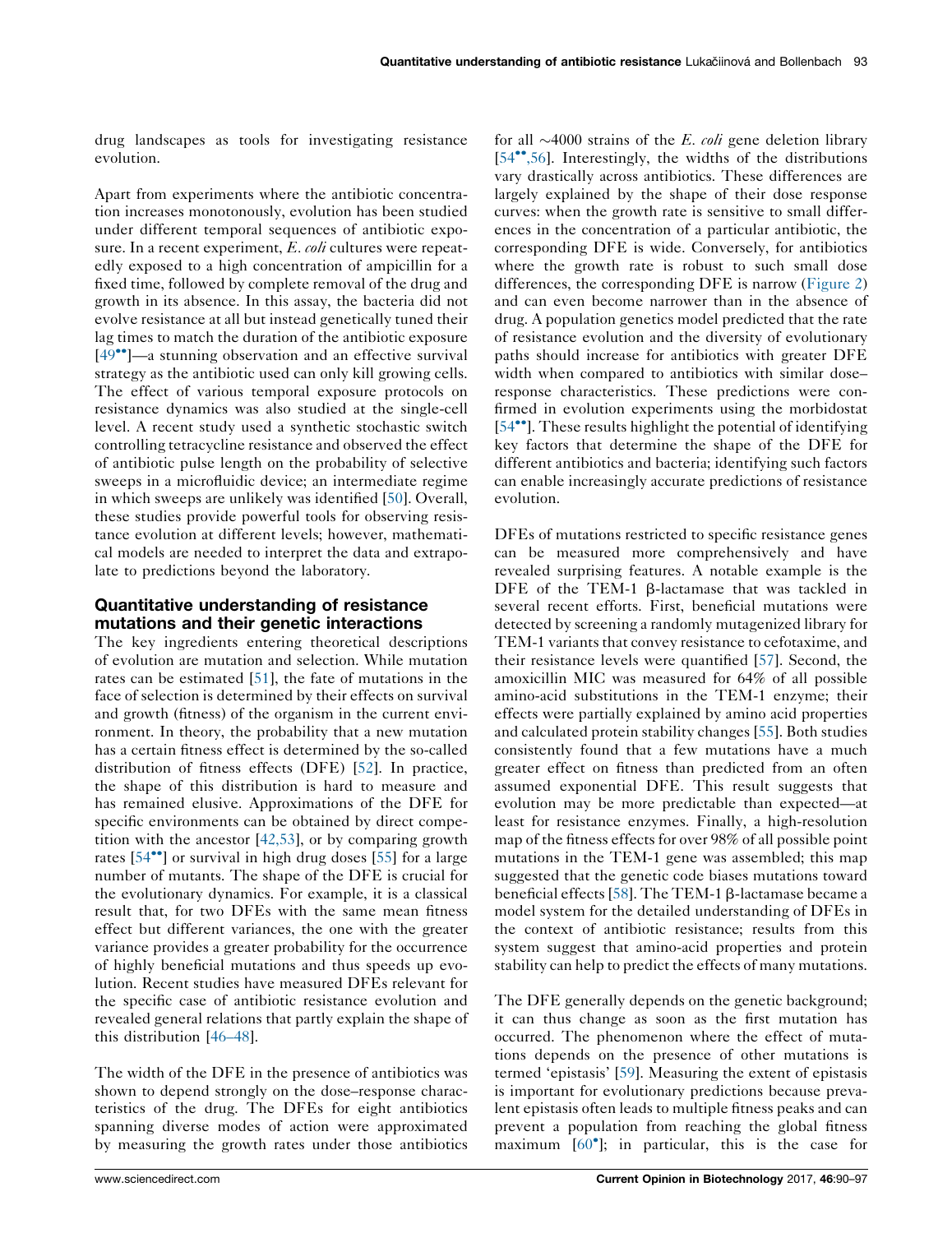drug landscapes as tools for investigating resistance evolution.

Apart from experiments where the antibiotic concentration increases monotonously, evolution has been studied under different temporal sequences of antibiotic exposure. In a recent experiment, *E. coli* cultures were repeatedly exposed to a high concentration of ampicillin for a fixed time, followed by complete removal of the drug and growth in its absence. In this assay, the bacteria did not evolve resistance at all but instead genetically tuned their lag times to match the duration of the antibiotic exposure [49••]—a stunning observation and an effective survival strategy as the antibiotic used can only kill growing cells. The effect of various temporal exposure protocols on resistance dynamics was also studied at the single-cell level. A recent study used a synthetic stochastic switch controlling tetracycline resistance and observed the effect of antibiotic pulse length on the probability of selective sweeps in a microfluidic device; an intermediate regime in which sweeps are unlikely was identified [50]. Overall, these studies provide powerful tools for observing resistance evolution at different levels; however, mathematical models are needed to interpret the data and extrapolate to predictions beyond the laboratory.

## Quantitative understanding of resistance mutations and their genetic interactions

The key ingredients entering theoretical descriptions of evolution are mutation and selection. While mutation rates can be estimated [51], the fate of mutations in the face of selection is determined by their effects on survival and growth (fitness) of the organism in the current environment. In theory, the probability that a new mutation has a certain fitness effect is determined by the so-called distribution of fitness effects (DFE) [52]. In practice, the shape of this distribution is hard to measure and has remained elusive. Approximations of the DFE for specific environments can be obtained by direct competition with the ancestor [42,53], or by comparing growth rates [54••] or survival in high drug doses [55] for a large number of mutants. The shape of the DFE is crucial for the evolutionary dynamics. For example, it is a classical result that, for two DFEs with the same mean fitness effect but different variances, the one with the greater variance provides a greater probability for the occurrence of highly beneficial mutations and thus speeds up evolution. Recent studies have measured DFEs relevant for the specific case of antibiotic resistance evolution and revealed general relations that partly explain the shape of this distribution [46–48].

The width of the DFE in the presence of antibiotics was shown to depend strongly on the dose–response characteristics of the drug. The DFEs for eight antibiotics spanning diverse modes of action were approximated by measuring the growth rates under those antibiotics for all ~4000 strains of the *E. coli* gene deletion library [54••,56]. Interestingly, the widths of the distributions vary drastically across antibiotics. These differences are largely explained by the shape of their dose response curves: when the growth rate is sensitive to small differences in the concentration of a particular antibiotic, the corresponding DFE is wide. Conversely, for antibiotics where the growth rate is robust to such small dose differences, the corresponding DFE is narrow (Figure 2) and can even become narrower than in the absence of drug. A population genetics model predicted that the rate of resistance evolution and the diversity of evolutionary paths should increase for antibiotics with greater DFE width when compared to antibiotics with similar dose–response characteristics. These predictions were confirmed in evolution experiments using the morbidostat [54••]. These results highlight the potential of identifying key factors that determine the shape of the DFE for different antibiotics and bacteria; identifying such factors can enable increasingly accurate predictions of resistance evolution.

DFEs of mutations restricted to specific resistance genes can be measured more comprehensively and have revealed surprising features. A notable example is the DFE of the TEM-1 β-lactamase that was tackled in several recent efforts. First, beneficial mutations were detected by screening a randomly mutagenized library for TEM-1 variants that convey resistance to cefotaxime, and their resistance levels were quantified [57]. Second, the amoxicillin MIC was measured for 64% of all possible amino-acid substitutions in the TEM-1 enzyme; their effects were partially explained by amino acid properties and calculated protein stability changes [55]. Both studies consistently found that a few mutations have a much greater effect on fitness than predicted from an often assumed exponential DFE. This result suggests that evolution may be more predictable than expected—at least for resistance enzymes. Finally, a high-resolution map of the fitness effects for over 98% of all possible point mutations in the TEM-1 gene was assembled; this map suggested that the genetic code biases mutations toward beneficial effects [58]. The TEM-1 β-lactamase became a model system for the detailed understanding of DFEs in the context of antibiotic resistance; results from this system suggest that amino-acid properties and protein stability can help to predict the effects of many mutations.

The DFE generally depends on the genetic background; it can thus change as soon as the first mutation has occurred. The phenomenon where the effect of mutations depends on the presence of other mutations is termed 'epistasis' [59]. Measuring the extent of epistasis is important for evolutionary predictions because prevalent epistasis often leads to multiple fitness peaks and can prevent a population from reaching the global fitness maximum [60•]; in particular, this is the case for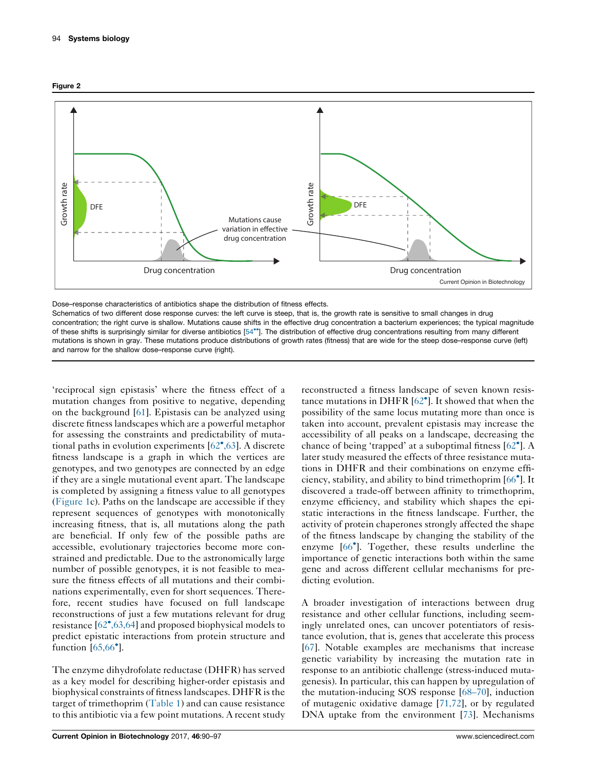**Figure 2**

Dose–response characteristics of antibiotics shape the distribution of fitness effects.

Schematics of two different dose response curves: the left curve is steep, that is, the growth rate is sensitive to small changes in drug concentration; the right curve is shallow. Mutations cause shifts in the effective drug concentration a bacterium experiences; the typical magnitude of these shifts is surprisingly similar for diverse antibiotics [54••]. The distribution of effective drug concentrations resulting from many different mutations is shown in gray. These mutations produce distributions of growth rates (fitness) that are wide for the steep dose–response curve (left) and narrow for the shallow dose–response curve (right).

'reciprocal sign epistasis' where the fitness effect of a mutation changes from positive to negative, depending on the background [61]. Epistasis can be analyzed using discrete fitness landscapes which are a powerful metaphor for assessing the constraints and predictability of mutational paths in evolution experiments [62•,63]. A discrete fitness landscape is a graph in which the vertices are genotypes, and two genotypes are connected by an edge if they are a single mutational event apart. The landscape is completed by assigning a fitness value to all genotypes (Figure 1c). Paths on the landscape are accessible if they represent sequences of genotypes with monotonically increasing fitness, that is, all mutations along the path are beneficial. If only few of the possible paths are accessible, evolutionary trajectories become more constrained and predictable. Due to the astronomically large number of possible genotypes, it is not feasible to measure the fitness effects of all mutations and their combinations experimentally, even for short sequences. Therefore, recent studies have focused on full landscape reconstructions of just a few mutations relevant for drug resistance [62•,63,64] and proposed biophysical models to predict epistatic interactions from protein structure and function [65,66•].

The enzyme dihydrofolate reductase (DHFR) has served as a key model for describing higher-order epistasis and biophysical constraints of fitness landscapes. DHFR is the target of trimethoprim (Table 1) and can cause resistance to this antibiotic via a few point mutations. A recent study reconstructed a fitness landscape of seven known resistance mutations in DHFR [62•]. It showed that when the possibility of the same locus mutating more than once is taken into account, prevalent epistasis may increase the accessibility of all peaks on a landscape, decreasing the chance of being 'trapped' at a suboptimal fitness [62•]. A later study measured the effects of three resistance mutations in DHFR and their combinations on enzyme efficiency, stability, and ability to bind trimethoprim [66•]. It discovered a trade-off between affinity to trimethoprim, enzyme efficiency, and stability which shapes the epistatic interactions in the fitness landscape. Further, the activity of protein chaperones strongly affected the shape of the fitness landscape by changing the stability of the enzyme [66•]. Together, these results underline the importance of genetic interactions both within the same gene and across different cellular mechanisms for predicting evolution.

A broader investigation of interactions between drug resistance and other cellular functions, including seemingly unrelated ones, can uncover potentiators of resistance evolution, that is, genes that accelerate this process [67]. Notable examples are mechanisms that increase genetic variability by increasing the mutation rate in response to an antibiotic challenge (stress-induced mutagenesis). In particular, this can happen by upregulation of the mutation-inducing SOS response [68–70], induction of mutagenic oxidative damage [71,72], or by regulated DNA uptake from the environment [73]. Mechanisms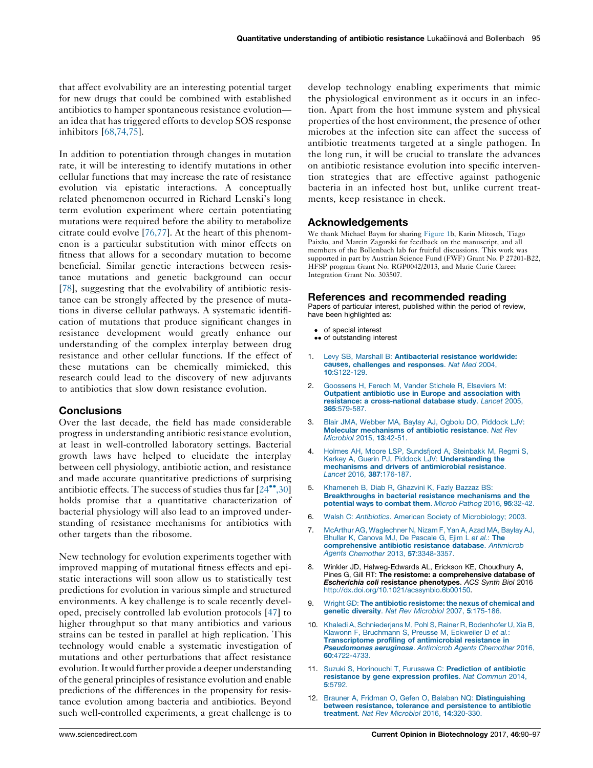that affect evolvability are an interesting potential target for new drugs that could be combined with established antibiotics to hamper spontaneous resistance evolution—an idea that has triggered efforts to develop SOS response inhibitors [68,74,75].

In addition to potentiation through changes in mutation rate, it will be interesting to identify mutations in other cellular functions that may increase the rate of resistance evolution via epistatic interactions. A conceptually related phenomenon occurred in Richard Lenski's long term evolution experiment where certain potentiating mutations were required before the ability to metabolize citrate could evolve [76,77]. At the heart of this phenomenon is a particular substitution with minor effects on fitness that allows for a secondary mutation to become beneficial. Similar genetic interactions between resistance mutations and genetic background can occur [78], suggesting that the evolvability of antibiotic resistance can be strongly affected by the presence of mutations in diverse cellular pathways. A systematic identification of mutations that produce significant changes in resistance development would greatly enhance our understanding of the complex interplay between drug resistance and other cellular functions. If the effect of these mutations can be chemically mimicked, this research could lead to the discovery of new adjuvants to antibiotics that slow down resistance evolution.

## Conclusions

Over the last decade, the field has made considerable progress in understanding antibiotic resistance evolution, at least in well-controlled laboratory settings. Bacterial growth laws have helped to elucidate the interplay between cell physiology, antibiotic action, and resistance and made accurate quantitative predictions of surprising antibiotic effects. The success of studies thus far [24••,30] holds promise that a quantitative characterization of bacterial physiology will also lead to an improved understanding of resistance mechanisms for antibiotics with other targets than the ribosome.

New technology for evolution experiments together with improved mapping of mutational fitness effects and epistatic interactions will soon allow us to statistically test predictions for evolution in various simple and structured environments. A key challenge is to scale recently developed, precisely controlled lab evolution protocols [47] to higher throughput so that many antibiotics and various strains can be tested in parallel at high replication. This technology would enable a systematic investigation of mutations and other perturbations that affect resistance evolution. It would further provide a deeper understanding of the general principles of resistance evolution and enable predictions of the differences in the propensity for resistance evolution among bacteria and antibiotics. Beyond such well-controlled experiments, a great challenge is to develop technology enabling experiments that mimic the physiological environment as it occurs in an infection. Apart from the host immune system and physical properties of the host environment, the presence of other microbes at the infection site can affect the success of antibiotic treatments targeted at a single pathogen. In the long run, it will be crucial to translate the advances on antibiotic resistance evolution into specific intervention strategies that are effective against pathogenic bacteria in an infected host but, unlike current treatments, keep resistance in check.

## Acknowledgements

We thank Michael Baym for sharing Figure 1b, Karin Mitosch, Tiago Paixão, and Marcin Zagorski for feedback on the manuscript, and all members of the Bollenbach lab for fruitful discussions. This work was supported in part by Austrian Science Fund (FWF) Grant No. P 27201-B22, HFSP program Grant No. RGP0042/2013, and Marie Curie Career Integration Grant No. 303507.

## References and recommended reading

Papers of particular interest, published within the period of review, have been highlighted as:

- • of special interest
- •• of outstanding interest

1. Levy SB, Marshall B: **Antibacterial resistance worldwide: causes, challenges and responses**. *Nat Med* 2004, **10**:S122-129.
2. Goossens H, Ferech M, Vander Stichele R, Elseviers M: **Outpatient antibiotic use in Europe and association with resistance: a cross-national database study**. *Lancet* 2005, **365**:579-587.
3. Blair JMA, Webber MA, Baylay AJ, Ogbolu DO, Piddock LJV: **Molecular mechanisms of antibiotic resistance**. *Nat Rev Microbiol* 2015, **13**:42-51.
4. Holmes AH, Moore LSP, Sundsfjord A, Steinbakk M, Regmi S, Karkey A, Guerin PJ, Piddock LJV: **Understanding the mechanisms and drivers of antimicrobial resistance**. *Lancet* 2016, **387**:176-187.
5. Khameneh B, Diab R, Ghazvini K, Fazly Bazzaz BS: **Breakthroughs in bacterial resistance mechanisms and the potential ways to combat them**. *Microb Pathog* 2016, **95**:32-42.
6. Walsh C: *Antibiotics*. American Society of Microbiology; 2003.
7. McArthur AG, Waglechner N, Nizam F, Yan A, Azad MA, Baylay AJ, Bhullar K, Canova MJ, De Pascale G, Ejim L *et al.*: **The comprehensive antibiotic resistance database**. *Antimicrob Agents Chemother* 2013, **57**:3348-3357.
8. Winkler JD, Halweg-Edwards AL, Erickson KE, Choudhury A, Pines G, Gill RT: **The resistome: a comprehensive database of *Escherichia coli* resistance phenotypes**. *ACS Synth Biol* 2016 http://dx.doi.org/10.1021/acssynbio.6b00150.
9. Wright GD: **The antibiotic resistome: the nexus of chemical and genetic diversity**. *Nat Rev Microbiol* 2007, **5**:175-186.
10. Khaledi A, Schniederjans M, Pohl S, Rainer R, Bodenhofer U, Xia B, Klawonn F, Bruchmann S, Preusse M, Eckweiler D *et al.*: **Transcriptome profiling of antimicrobial resistance in *Pseudomonas aeruginosa***. *Antimicrob Agents Chemother* 2016, **60**:4722-4733.
11. Suzuki S, Horinouchi T, Furusawa C: **Prediction of antibiotic resistance by gene expression profiles**. *Nat Commun* 2014, **5**:5792.
12. Brauner A, Fridman O, Gefen O, Balaban NQ: **Distinguishing between resistance, tolerance and persistence to antibiotic treatment**. *Nat Rev Microbiol* 2016, **14**:320-330.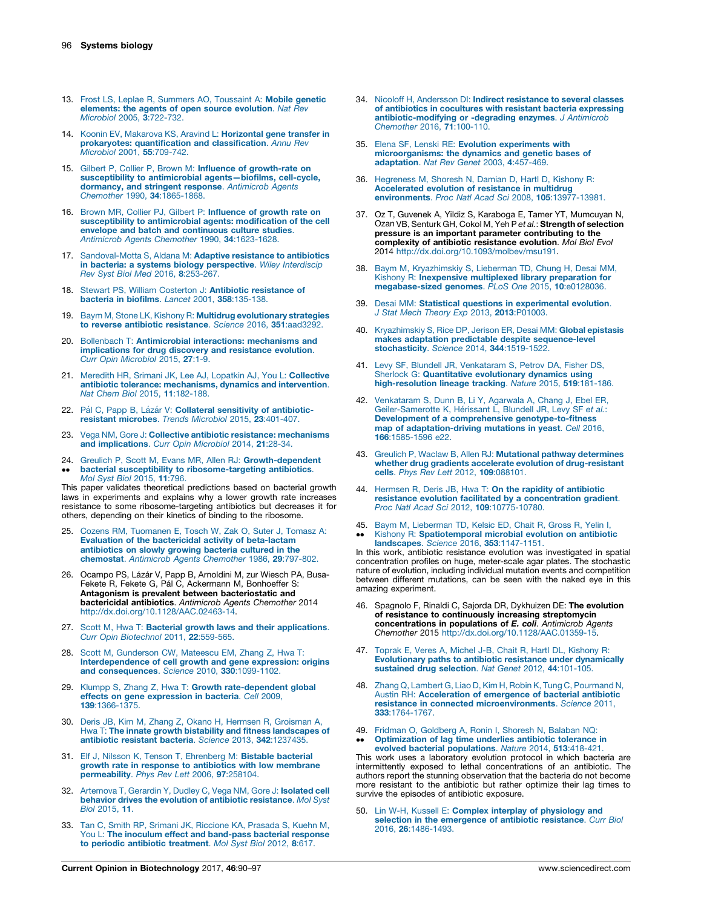13. Frost LS, Leplae R, Summers AO, Toussaint A: **Mobile genetic elements: the agents of open source evolution**. *Nat Rev Microbiol* 2005, **3**:722-732.

14. Koonin EV, Makarova KS, Aravind L: **Horizontal gene transfer in prokaryotes: quantification and classification**. *Annu Rev Microbiol* 2001, **55**:709-742.

15. Gilbert P, Collier P, Brown M: **Influence of growth-rate on susceptibility to antimicrobial agents—biofilms, cell-cycle, dormancy, and stringent response**. *Antimicrob Agents Chemother* 1990, **34**:1865-1868.

16. Brown MR, Collier PJ, Gilbert P: **Influence of growth rate on susceptibility to antimicrobial agents: modification of the cell envelope and batch and continuous culture studies**. *Antimicrob Agents Chemother* 1990, **34**:1623-1628.

17. Sandoval-Motta S, Aldana M: **Adaptive resistance to antibiotics in bacteria: a systems biology perspective**. *Wiley Interdiscip Rev Syst Biol Med* 2016, **8**:253-267.

18. Stewart PS, William Costerton J: **Antibiotic resistance of bacteria in biofilms**. *Lancet* 2001, **358**:135-138.

19. Baym M, Stone LK, Kishony R: **Multidrug evolutionary strategies to reverse antibiotic resistance**. *Science* 2016, **351**:aad3292.

20. Bollenbach T: **Antimicrobial interactions: mechanisms and implications for drug discovery and resistance evolution**. *Curr Opin Microbiol* 2015, **27**:1-9.

21. Meredith HR, Srimani JK, Lee AJ, Lopatkin AJ, You L: **Collective antibiotic tolerance: mechanisms, dynamics and intervention**. *Nat Chem Biol* 2015, **11**:182-188.

22. Pál C, Papp B, Lázár V: **Collateral sensitivity of antibiotic-resistant microbes**. *Trends Microbiol* 2015, **23**:401-407.

23. Vega NM, Gore J: **Collective antibiotic resistance: mechanisms and implications**. *Curr Opin Microbiol* 2014, **21**:28-34.

24. •• Greulich P, Scott M, Evans MR, Allen RJ: **Growth-dependent bacterial susceptibility to ribosome-targeting antibiotics**. *Mol Syst Biol* 2015, **11**:796.
This paper validates theoretical predictions based on bacterial growth laws in experiments and explains why a lower growth rate increases resistance to some ribosome-targeting antibiotics but decreases it for others, depending on their kinetics of binding to the ribosome.

25. Cozens RM, Tuomanen E, Tosch W, Zak O, Suter J, Tomasz A: **Evaluation of the bactericidal activity of beta-lactam antibiotics on slowly growing bacteria cultured in the chemostat**. *Antimicrob Agents Chemother* 1986, **29**:797-802.

26. Ocampo PS, Lázár V, Papp B, Arnoldini M, zur Wiesch PA, Busa-Fekete R, Fekete G, Pál C, Ackermann M, Bonhoeffer S: **Antagonism is prevalent between bacteriostatic and bactericidal antibiotics**. *Antimicrob Agents Chemother* 2014 http://dx.doi.org/10.1128/AAC.02463-14.

27. Scott M, Hwa T: **Bacterial growth laws and their applications**. *Curr Opin Biotechnol* 2011, **22**:559-565.

28. Scott M, Gunderson CW, Mateescu EM, Zhang Z, Hwa T: **Interdependence of cell growth and gene expression: origins and consequences**. *Science* 2010, **330**:1099-1102.

29. Klumpp S, Zhang Z, Hwa T: **Growth rate-dependent global effects on gene expression in bacteria**. *Cell* 2009, **139**:1366-1375.

30. Deris JB, Kim M, Zhang Z, Okano H, Hermsen R, Groisman A, Hwa T: **The innate growth bistability and fitness landscapes of antibiotic resistant bacteria**. *Science* 2013, **342**:1237435.

31. Elf J, Nilsson K, Tenson T, Ehrenberg M: **Bistable bacterial growth rate in response to antibiotics with low membrane permeability**. *Phys Rev Lett* 2006, **97**:258104.

32. Artemova T, Gerardin Y, Dudley C, Vega NM, Gore J: **Isolated cell behavior drives the evolution of antibiotic resistance**. *Mol Syst Biol* 2015, **11**.

33. Tan C, Smith RP, Srimani JK, Riccione KA, Prasada S, Kuehn M, You L: **The inoculum effect and band-pass bacterial response to periodic antibiotic treatment**. *Mol Syst Biol* 2012, **8**:617.

34. Nicoloff H, Andersson DI: **Indirect resistance to several classes of antibiotics in cocultures with resistant bacteria expressing antibiotic-modifying or -degrading enzymes**. *J Antimicrob Chemother* 2016, **71**:100-110.

35. Elena SF, Lenski RE: **Evolution experiments with microorganisms: the dynamics and genetic bases of adaptation**. *Nat Rev Genet* 2003, **4**:457-469.

36. Hegreness M, Shoresh N, Damian D, Hartl D, Kishony R: **Accelerated evolution of resistance in multidrug environments**. *Proc Natl Acad Sci* 2008, **105**:13977-13981.

37. Oz T, Guvenek A, Yildiz S, Karaboga E, Tamer YT, Mumcuyan N, Ozan VB, Senturk GH, Cokol M, Yeh P *et al.*: **Strength of selection pressure is an important parameter contributing to the complexity of antibiotic resistance evolution**. *Mol Biol Evol* 2014 http://dx.doi.org/10.1093/molbev/msu191.

38. Baym M, Kryazhimskiy S, Lieberman TD, Chung H, Desai MM, Kishony R: **Inexpensive multiplexed library preparation for megabase-sized genomes**. *PLoS One* 2015, **10**:e0128036.

39. Desai MM: **Statistical questions in experimental evolution**. *J Stat Mech Theory Exp* 2013, **2013**:P01003.

40. Kryazhimskiy S, Rice DP, Jerison ER, Desai MM: **Global epistasis makes adaptation predictable despite sequence-level stochasticity**. *Science* 2014, **344**:1519-1522.

41. Levy SF, Blundell JR, Venkataram S, Petrov DA, Fisher DS, Sherlock G: **Quantitative evolutionary dynamics using high-resolution lineage tracking**. *Nature* 2015, **519**:181-186.

42. Venkataram S, Dunn B, Li Y, Agarwala A, Chang J, Ebel ER, Geiler-Samerotte K, Hérissant L, Blundell JR, Levy SF *et al.*: **Development of a comprehensive genotype-to-fitness map of adaptation-driving mutations in yeast**. *Cell* 2016, **166**:1585-1596 e22.

43. Greulich P, Waclaw B, Allen RJ: **Mutational pathway determines whether drug gradients accelerate evolution of drug-resistant cells**. *Phys Rev Lett* 2012, **109**:088101.

44. Hermsen R, Deris JB, Hwa T: **On the rapidity of antibiotic resistance evolution facilitated by a concentration gradient**. *Proc Natl Acad Sci* 2012, **109**:10775-10780.

45. •• Baym M, Lieberman TD, Kelsic ED, Chait R, Gross R, Yelin I, Kishony R: **Spatiotemporal microbial evolution on antibiotic landscapes**. *Science* 2016, **353**:1147-1151.
In this work, antibiotic resistance evolution was investigated in spatial concentration profiles on huge, meter-scale agar plates. The stochastic nature of evolution, including individual mutation events and competition between different mutations, can be seen with the naked eye in this amazing experiment.

46. Spagnolo F, Rinaldi C, Sajorda DR, Dykhuizen DE: **The evolution of resistance to continuously increasing streptomycin concentrations in populations of *E. coli***. *Antimicrob Agents Chemother* 2015 http://dx.doi.org/10.1128/AAC.01359-15.

47. Toprak E, Veres A, Michel J-B, Chait R, Hartl DL, Kishony R: **Evolutionary paths to antibiotic resistance under dynamically sustained drug selection**. *Nat Genet* 2012, **44**:101-105.

48. Zhang Q, Lambert G, Liao D, Kim H, Robin K, Tung C, Pourmand N, Austin RH: **Acceleration of emergence of bacterial antibiotic resistance in connected microenvironments**. *Science* 2011, **333**:1764-1767.

49. •• Fridman O, Goldberg A, Ronin I, Shoresh N, Balaban NQ: **Optimization of lag time underlies antibiotic tolerance in evolved bacterial populations**. *Nature* 2014, **513**:418-421.
This work uses a laboratory evolution protocol in which bacteria are intermittently exposed to lethal concentrations of an antibiotic. The authors report the stunning observation that the bacteria do not become more resistant to the antibiotic but rather optimize their lag times to survive the episodes of antibiotic exposure.

50. Lin W-H, Kussell E: **Complex interplay of physiology and selection in the emergence of antibiotic resistance**. *Curr Biol* 2016, **26**:1486-1493.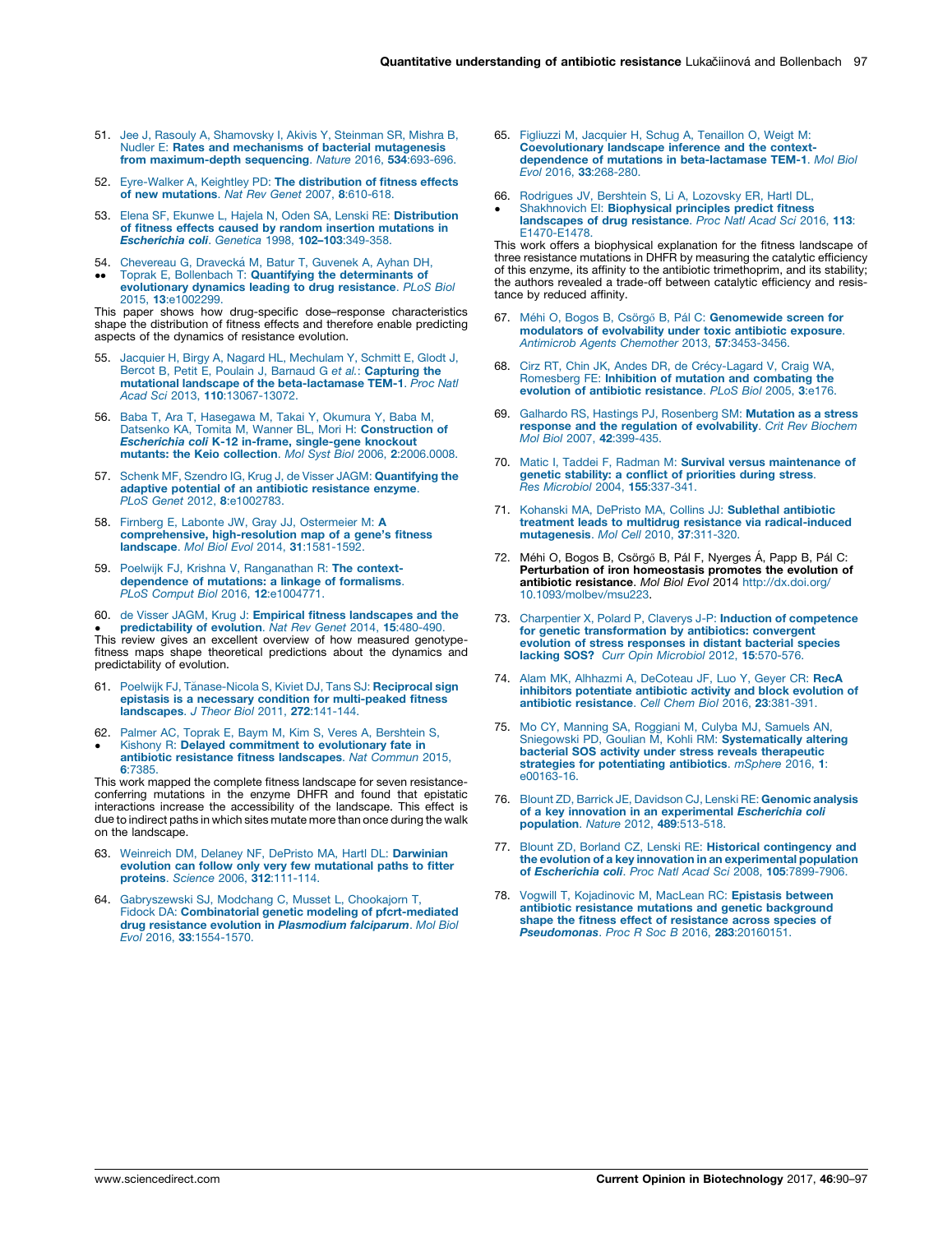51. Jee J, Rasouly A, Shamovsky I, Akivis Y, Steinman SR, Mishra B, Nudler E: **Rates and mechanisms of bacterial mutagenesis from maximum-depth sequencing**. *Nature* 2016, **534**:693-696.

52. Eyre-Walker A, Keightley PD: **The distribution of fitness effects of new mutations**. *Nat Rev Genet* 2007, **8**:610-618.

53. Elena SF, Ekunwe L, Hajela N, Oden SA, Lenski RE: **Distribution of fitness effects caused by random insertion mutations in *Escherichia coli***. *Genetica* 1998, **102–103**:349-358.

54. •• Chevereau G, Dravecká M, Batur T, Guvenek A, Ayhan DH, Toprak E, Bollenbach T: **Quantifying the determinants of evolutionary dynamics leading to drug resistance**. *PLoS Biol* 2015, **13**:e1002299.

This paper shows how drug-specific dose–response characteristics shape the distribution of fitness effects and therefore enable predicting aspects of the dynamics of resistance evolution.

55. Jacquier H, Birgy A, Nagard HL, Mechulam Y, Schmitt E, Glodt J, Bercot B, Petit E, Poulain J, Barnaud G *et al.*: **Capturing the mutational landscape of the beta-lactamase TEM-1**. *Proc Natl Acad Sci* 2013, **110**:13067-13072.

56. Baba T, Ara T, Hasegawa M, Takai Y, Okumura Y, Baba M, Datsenko KA, Tomita M, Wanner BL, Mori H: **Construction of *Escherichia coli* K-12 in-frame, single-gene knockout mutants: the Keio collection**. *Mol Syst Biol* 2006, **2**:2006.0008.

57. Schenk MF, Szendro IG, Krug J, de Visser JAGM: **Quantifying the adaptive potential of an antibiotic resistance enzyme**. *PLoS Genet* 2012, **8**:e1002783.

58. Firnberg E, Labonte JW, Gray JJ, Ostermeier M: **A comprehensive, high-resolution map of a gene's fitness landscape**. *Mol Biol Evol* 2014, **31**:1581-1592.

59. Poelwijk FJ, Krishna V, Ranganathan R: **The context-dependence of mutations: a linkage of formalisms**. *PLoS Comput Biol* 2016, **12**:e1004771.

60. • de Visser JAGM, Krug J: **Empirical fitness landscapes and the predictability of evolution**. *Nat Rev Genet* 2014, **15**:480-490.

This review gives an excellent overview of how measured genotype-fitness maps shape theoretical predictions about the dynamics and predictability of evolution.

61. Poelwijk FJ, Tănase-Nicola S, Kiviet DJ, Tans SJ: **Reciprocal sign epistasis is a necessary condition for multi-peaked fitness landscapes**. *J Theor Biol* 2011, **272**:141-144.

62. • Palmer AC, Toprak E, Baym M, Kim S, Veres A, Bershtein S, Kishony R: **Delayed commitment to evolutionary fate in antibiotic resistance fitness landscapes**. *Nat Commun* 2015, **6**:7385.

This work mapped the complete fitness landscape for seven resistance-conferring mutations in the enzyme DHFR and found that epistatic interactions increase the accessibility of the landscape. This effect is due to indirect paths in which sites mutate more than once during the walk on the landscape.

63. Weinreich DM, Delaney NF, DePristo MA, Hartl DL: **Darwinian evolution can follow only very few mutational paths to fitter proteins**. *Science* 2006, **312**:111-114.

64. Gabryszewski SJ, Modchang C, Musset L, Chookajorn T, Fidock DA: **Combinatorial genetic modeling of pfcrt-mediated drug resistance evolution in *Plasmodium falciparum***. *Mol Biol Evol* 2016, **33**:1554-1570.

65. Figliuzzi M, Jacquier H, Schug A, Tenaillon O, Weigt M: **Coevolutionary landscape inference and the context-dependence of mutations in beta-lactamase TEM-1**. *Mol Biol Evol* 2016, **33**:268-280.

66. • Rodrigues JV, Bershtein S, Li A, Lozovsky ER, Hartl DL, Shakhnovich EI: **Biophysical principles predict fitness landscapes of drug resistance**. *Proc Natl Acad Sci* 2016, **113**: E1470-E1478.

This work offers a biophysical explanation for the fitness landscape of three resistance mutations in DHFR by measuring the catalytic efficiency of this enzyme, its affinity to the antibiotic trimethoprim, and its stability; the authors revealed a trade-off between catalytic efficiency and resistance by reduced affinity.

67. Méhi O, Bogos B, Csörgő B, Pál C: **Genomewide screen for modulators of evolvability under toxic antibiotic exposure**. *Antimicrob Agents Chemother* 2013, **57**:3453-3456.

68. Cirz RT, Chin JK, Andes DR, de Crécy-Lagard V, Craig WA, Romesberg FE: **Inhibition of mutation and combating the evolution of antibiotic resistance**. *PLoS Biol* 2005, **3**:e176.

69. Galhardo RS, Hastings PJ, Rosenberg SM: **Mutation as a stress response and the regulation of evolvability**. *Crit Rev Biochem Mol Biol* 2007, **42**:399-435.

70. Matic I, Taddei F, Radman M: **Survival versus maintenance of genetic stability: a conflict of priorities during stress**. *Res Microbiol* 2004, **155**:337-341.

71. Kohanski MA, DePristo MA, Collins JJ: **Sublethal antibiotic treatment leads to multidrug resistance via radical-induced mutagenesis**. *Mol Cell* 2010, **37**:311-320.

72. Méhi O, Bogos B, Csörgő B, Pál F, Nyerges Á, Papp B, Pál C: **Perturbation of iron homeostasis promotes the evolution of antibiotic resistance**. *Mol Biol Evol* 2014 http://dx.doi.org/10.1093/molbev/msu223.

73. Charpentier X, Polard P, Claverys J-P: **Induction of competence for genetic transformation by antibiotics: convergent evolution of stress responses in distant bacterial species lacking SOS?** *Curr Opin Microbiol* 2012, **15**:570-576.

74. Alam MK, Alhhazmi A, DeCoteau JF, Luo Y, Geyer CR: **RecA inhibitors potentiate antibiotic activity and block evolution of antibiotic resistance**. *Cell Chem Biol* 2016, **23**:381-391.

75. Mo CY, Manning SA, Roggiani M, Culyba MJ, Samuels AN, Sniegowski PD, Goulian M, Kohli RM: **Systematically altering bacterial SOS activity under stress reveals therapeutic strategies for potentiating antibiotics**. *mSphere* 2016, **1**: e00163-16.

76. Blount ZD, Barrick JE, Davidson CJ, Lenski RE: **Genomic analysis of a key innovation in an experimental *Escherichia coli* population**. *Nature* 2012, **489**:513-518.

77. Blount ZD, Borland CZ, Lenski RE: **Historical contingency and the evolution of a key innovation in an experimental population of *Escherichia coli***. *Proc Natl Acad Sci* 2008, **105**:7899-7906.

78. Vogwill T, Kojadinovic M, MacLean RC: **Epistasis between antibiotic resistance mutations and genetic background shape the fitness effect of resistance across species of *Pseudomonas***. *Proc R Soc B* 2016, **283**:20160151.